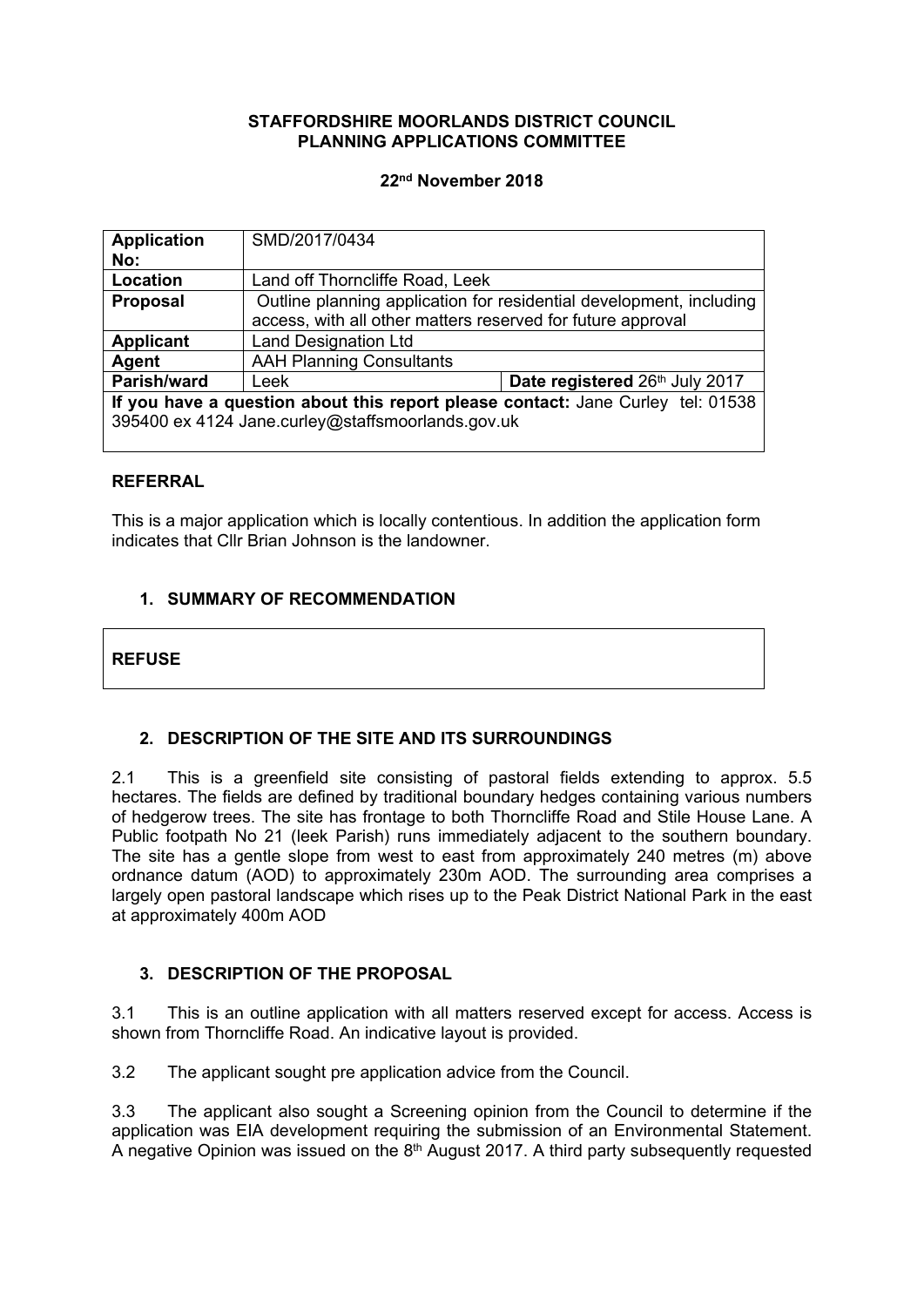**STAFFORDSHIRE MOORLANDS DISTRICT COUNCIL**
**PLANNING APPLICATIONS COMMITTEE**

**22nd November 2018**

| **Application No:** | SMD/2017/0434 | |
|---|---|---|
| **Location** | Land off Thorncliffe Road, Leek | |
| **Proposal** | Outline planning application for residential development, including access, with all other matters reserved for future approval | |
| **Applicant** | Land Designation Ltd | |
| **Agent** | AAH Planning Consultants | |
| **Parish/ward** | Leek | **Date registered** 26th July 2017 |
| **If you have a question about this report please contact:** Jane Curley tel: 01538 395400 ex 4124 Jane.curley@staffsmoorlands.gov.uk | | |

## REFERRAL

This is a major application which is locally contentious. In addition the application form indicates that Cllr Brian Johnson is the landowner.

## 1. SUMMARY OF RECOMMENDATION

**REFUSE**

## 2. DESCRIPTION OF THE SITE AND ITS SURROUNDINGS

2.1 This is a greenfield site consisting of pastoral fields extending to approx. 5.5 hectares. The fields are defined by traditional boundary hedges containing various numbers of hedgerow trees. The site has frontage to both Thorncliffe Road and Stile House Lane. A Public footpath No 21 (leek Parish) runs immediately adjacent to the southern boundary. The site has a gentle slope from west to east from approximately 240 metres (m) above ordnance datum (AOD) to approximately 230m AOD. The surrounding area comprises a largely open pastoral landscape which rises up to the Peak District National Park in the east at approximately 400m AOD

## 3. DESCRIPTION OF THE PROPOSAL

3.1 This is an outline application with all matters reserved except for access. Access is shown from Thorncliffe Road. An indicative layout is provided.

3.2 The applicant sought pre application advice from the Council.

3.3 The applicant also sought a Screening opinion from the Council to determine if the application was EIA development requiring the submission of an Environmental Statement. A negative Opinion was issued on the 8th August 2017. A third party subsequently requested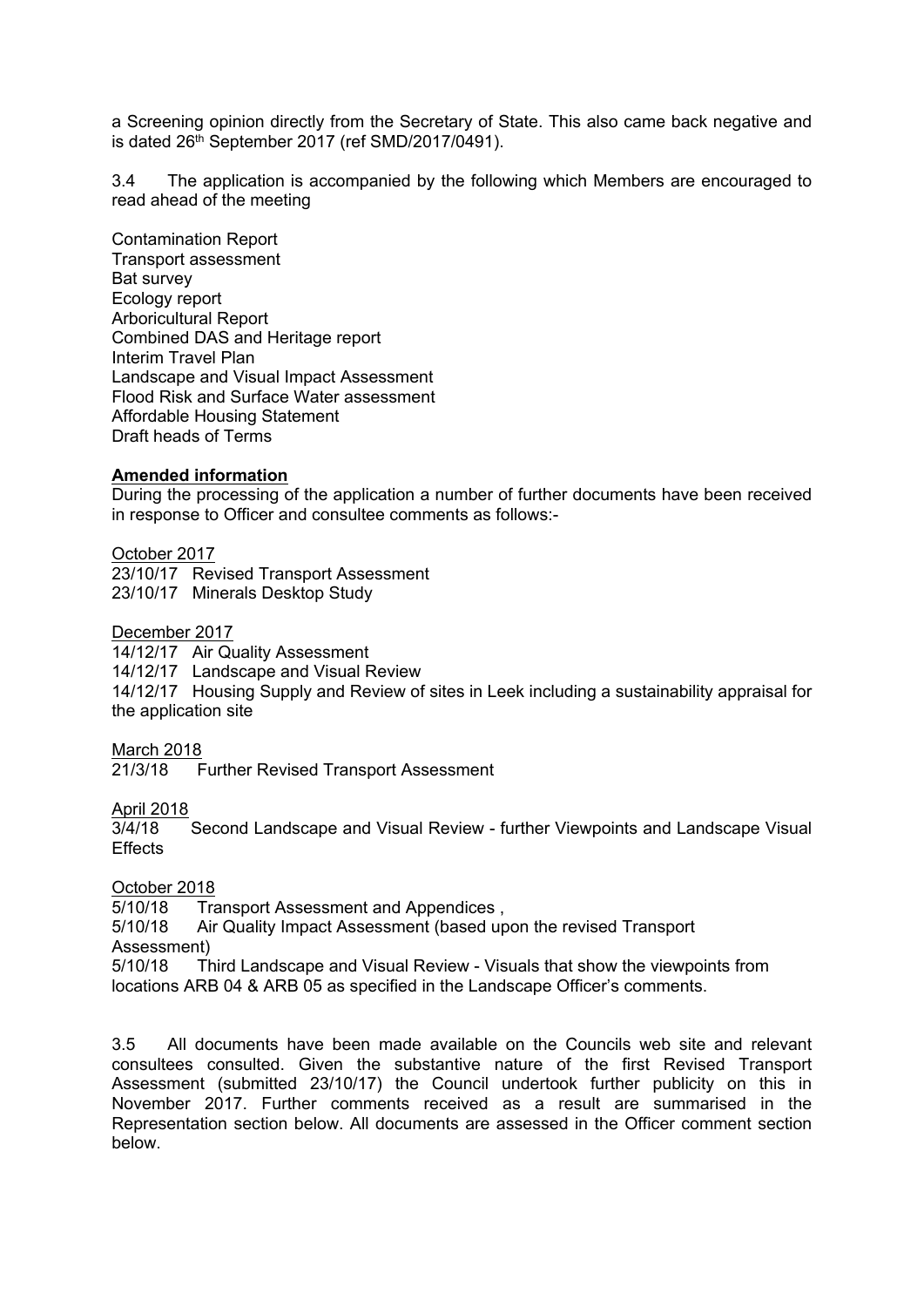a Screening opinion directly from the Secretary of State. This also came back negative and is dated 26th September 2017 (ref SMD/2017/0491).

3.4 The application is accompanied by the following which Members are encouraged to read ahead of the meeting

Contamination Report  
Transport assessment  
Bat survey  
Ecology report  
Arboricultural Report  
Combined DAS and Heritage report  
Interim Travel Plan  
Landscape and Visual Impact Assessment  
Flood Risk and Surface Water assessment  
Affordable Housing Statement  
Draft heads of Terms

**Amended information**

During the processing of the application a number of further documents have been received in response to Officer and consultee comments as follows:-

October 2017

23/10/17 Revised Transport Assessment  
23/10/17 Minerals Desktop Study

December 2017

14/12/17 Air Quality Assessment  
14/12/17 Landscape and Visual Review  
14/12/17 Housing Supply and Review of sites in Leek including a sustainability appraisal for the application site

March 2018

21/3/18 Further Revised Transport Assessment

April 2018

3/4/18 Second Landscape and Visual Review - further Viewpoints and Landscape Visual Effects

October 2018

5/10/18 Transport Assessment and Appendices ,  
5/10/18 Air Quality Impact Assessment (based upon the revised Transport Assessment)  
5/10/18 Third Landscape and Visual Review - Visuals that show the viewpoints from locations ARB 04 & ARB 05 as specified in the Landscape Officer's comments.

3.5 All documents have been made available on the Councils web site and relevant consultees consulted. Given the substantive nature of the first Revised Transport Assessment (submitted 23/10/17) the Council undertook further publicity on this in November 2017. Further comments received as a result are summarised in the Representation section below. All documents are assessed in the Officer comment section below.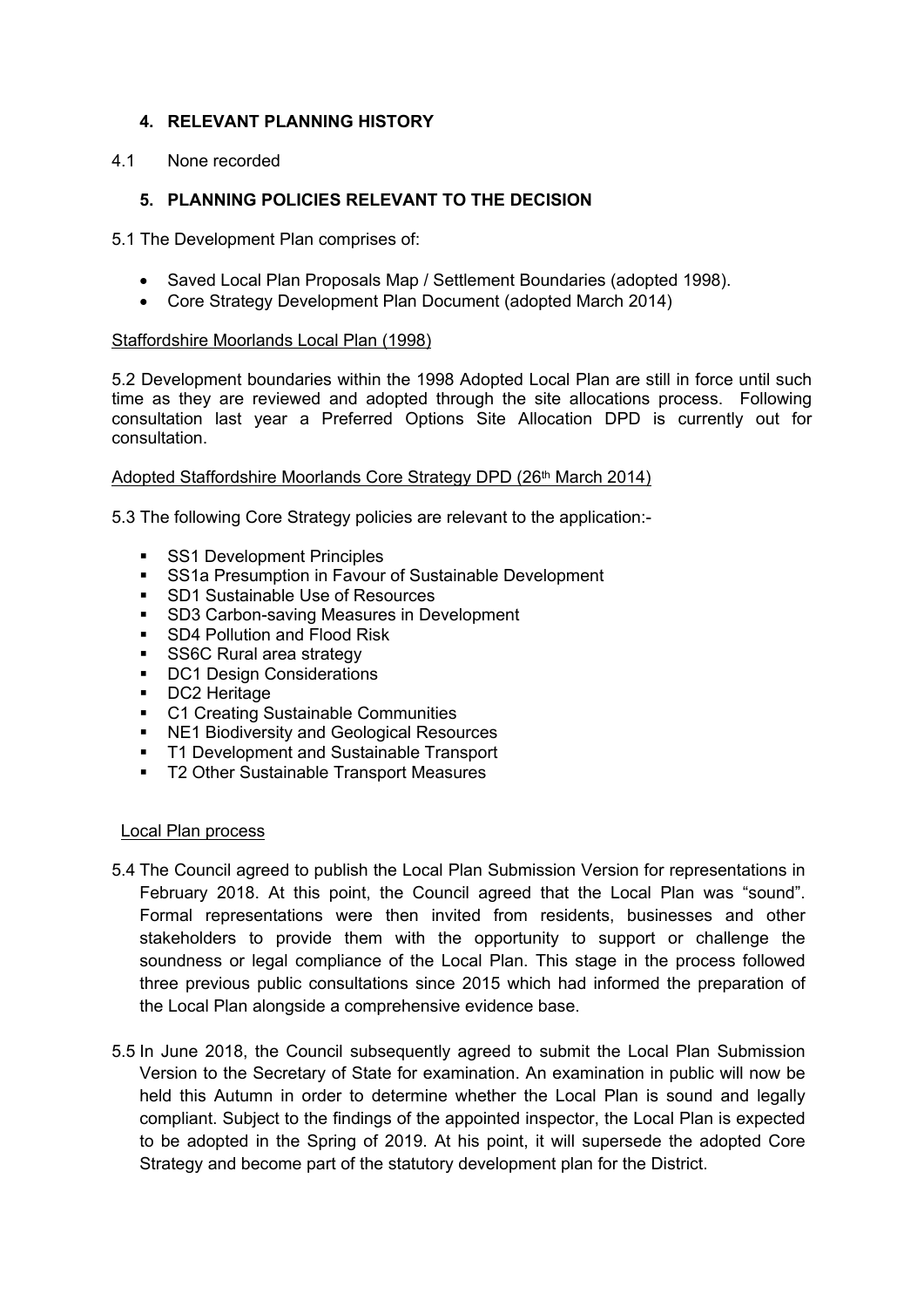## 4. RELEVANT PLANNING HISTORY

4.1 None recorded

## 5. PLANNING POLICIES RELEVANT TO THE DECISION

5.1 The Development Plan comprises of:

- Saved Local Plan Proposals Map / Settlement Boundaries (adopted 1998).
- Core Strategy Development Plan Document (adopted March 2014)

Staffordshire Moorlands Local Plan (1998)

5.2 Development boundaries within the 1998 Adopted Local Plan are still in force until such time as they are reviewed and adopted through the site allocations process. Following consultation last year a Preferred Options Site Allocation DPD is currently out for consultation.

Adopted Staffordshire Moorlands Core Strategy DPD (26th March 2014)

5.3 The following Core Strategy policies are relevant to the application:-

- SS1 Development Principles
- SS1a Presumption in Favour of Sustainable Development
- SD1 Sustainable Use of Resources
- SD3 Carbon-saving Measures in Development
- SD4 Pollution and Flood Risk
- SS6C Rural area strategy
- DC1 Design Considerations
- DC2 Heritage
- C1 Creating Sustainable Communities
- NE1 Biodiversity and Geological Resources
- T1 Development and Sustainable Transport
- T2 Other Sustainable Transport Measures

Local Plan process

5.4 The Council agreed to publish the Local Plan Submission Version for representations in February 2018. At this point, the Council agreed that the Local Plan was "sound". Formal representations were then invited from residents, businesses and other stakeholders to provide them with the opportunity to support or challenge the soundness or legal compliance of the Local Plan. This stage in the process followed three previous public consultations since 2015 which had informed the preparation of the Local Plan alongside a comprehensive evidence base.

5.5 In June 2018, the Council subsequently agreed to submit the Local Plan Submission Version to the Secretary of State for examination. An examination in public will now be held this Autumn in order to determine whether the Local Plan is sound and legally compliant. Subject to the findings of the appointed inspector, the Local Plan is expected to be adopted in the Spring of 2019. At his point, it will supersede the adopted Core Strategy and become part of the statutory development plan for the District.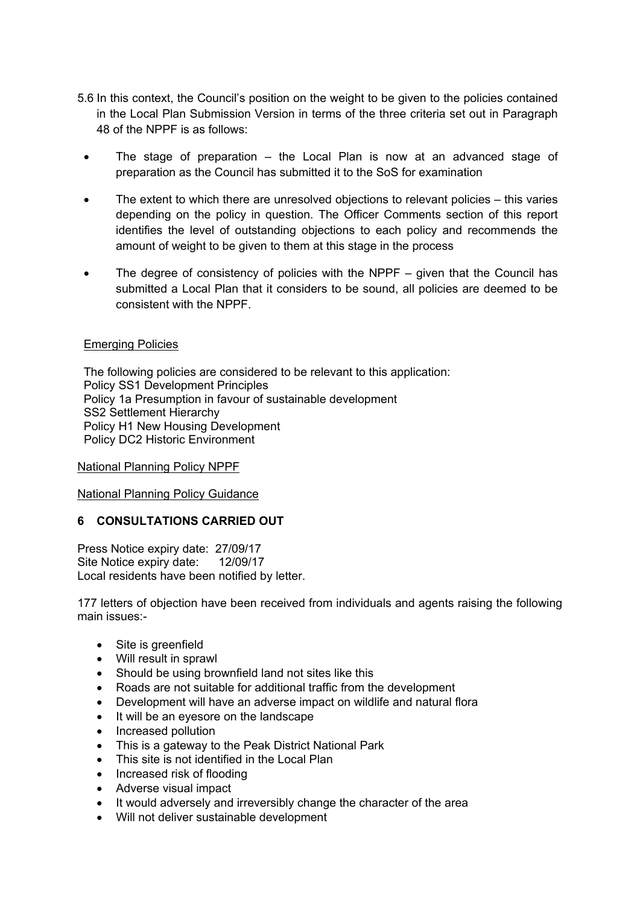5.6 In this context, the Council's position on the weight to be given to the policies contained in the Local Plan Submission Version in terms of the three criteria set out in Paragraph 48 of the NPPF is as follows:

- The stage of preparation – the Local Plan is now at an advanced stage of preparation as the Council has submitted it to the SoS for examination
- The extent to which there are unresolved objections to relevant policies – this varies depending on the policy in question. The Officer Comments section of this report identifies the level of outstanding objections to each policy and recommends the amount of weight to be given to them at this stage in the process
- The degree of consistency of policies with the NPPF – given that the Council has submitted a Local Plan that it considers to be sound, all policies are deemed to be consistent with the NPPF.

Emerging Policies

The following policies are considered to be relevant to this application:
Policy SS1 Development Principles
Policy 1a Presumption in favour of sustainable development
SS2 Settlement Hierarchy
Policy H1 New Housing Development
Policy DC2 Historic Environment

National Planning Policy NPPF

National Planning Policy Guidance

## 6 CONSULTATIONS CARRIED OUT

Press Notice expiry date: 27/09/17
Site Notice expiry date: 12/09/17
Local residents have been notified by letter.

177 letters of objection have been received from individuals and agents raising the following main issues:-

- Site is greenfield
- Will result in sprawl
- Should be using brownfield land not sites like this
- Roads are not suitable for additional traffic from the development
- Development will have an adverse impact on wildlife and natural flora
- It will be an eyesore on the landscape
- Increased pollution
- This is a gateway to the Peak District National Park
- This site is not identified in the Local Plan
- Increased risk of flooding
- Adverse visual impact
- It would adversely and irreversibly change the character of the area
- Will not deliver sustainable development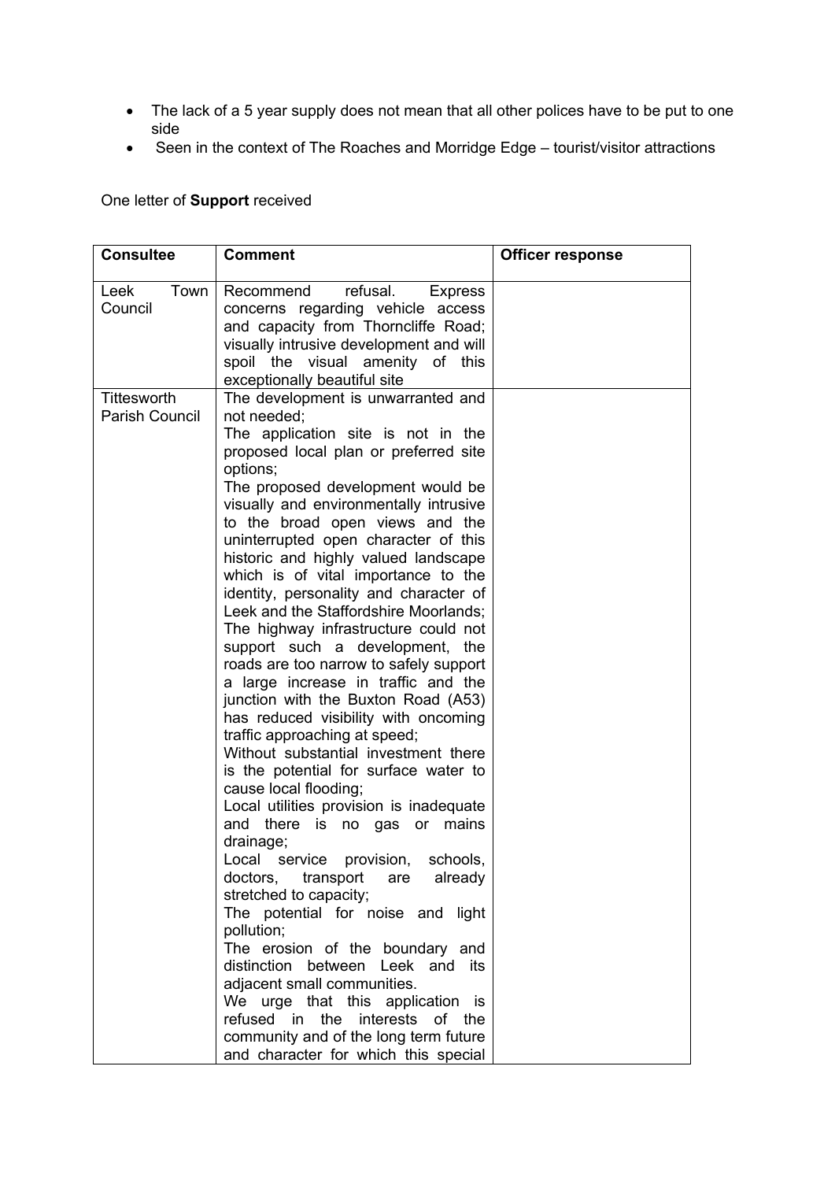- The lack of a 5 year supply does not mean that all other polices have to be put to one side
- Seen in the context of The Roaches and Morridge Edge – tourist/visitor attractions

One letter of **Support** received

| **Consultee** | **Comment** | **Officer response** |
|---|---|---|
| Leek Town Council | Recommend refusal. Express concerns regarding vehicle access and capacity from Thorncliffe Road; visually intrusive development and will spoil the visual amenity of this exceptionally beautiful site | |
| Tittesworth Parish Council | The development is unwarranted and not needed;<br>The application site is not in the proposed local plan or preferred site options;<br>The proposed development would be visually and environmentally intrusive to the broad open views and the uninterrupted open character of this historic and highly valued landscape which is of vital importance to the identity, personality and character of Leek and the Staffordshire Moorlands;<br>The highway infrastructure could not support such a development, the roads are too narrow to safely support a large increase in traffic and the junction with the Buxton Road (A53) has reduced visibility with oncoming traffic approaching at speed;<br>Without substantial investment there is the potential for surface water to cause local flooding;<br>Local utilities provision is inadequate and there is no gas or mains drainage;<br>Local service provision, schools, doctors, transport are already stretched to capacity;<br>The potential for noise and light pollution;<br>The erosion of the boundary and distinction between Leek and its adjacent small communities.<br>We urge that this application is refused in the interests of the community and of the long term future and character for which this special | |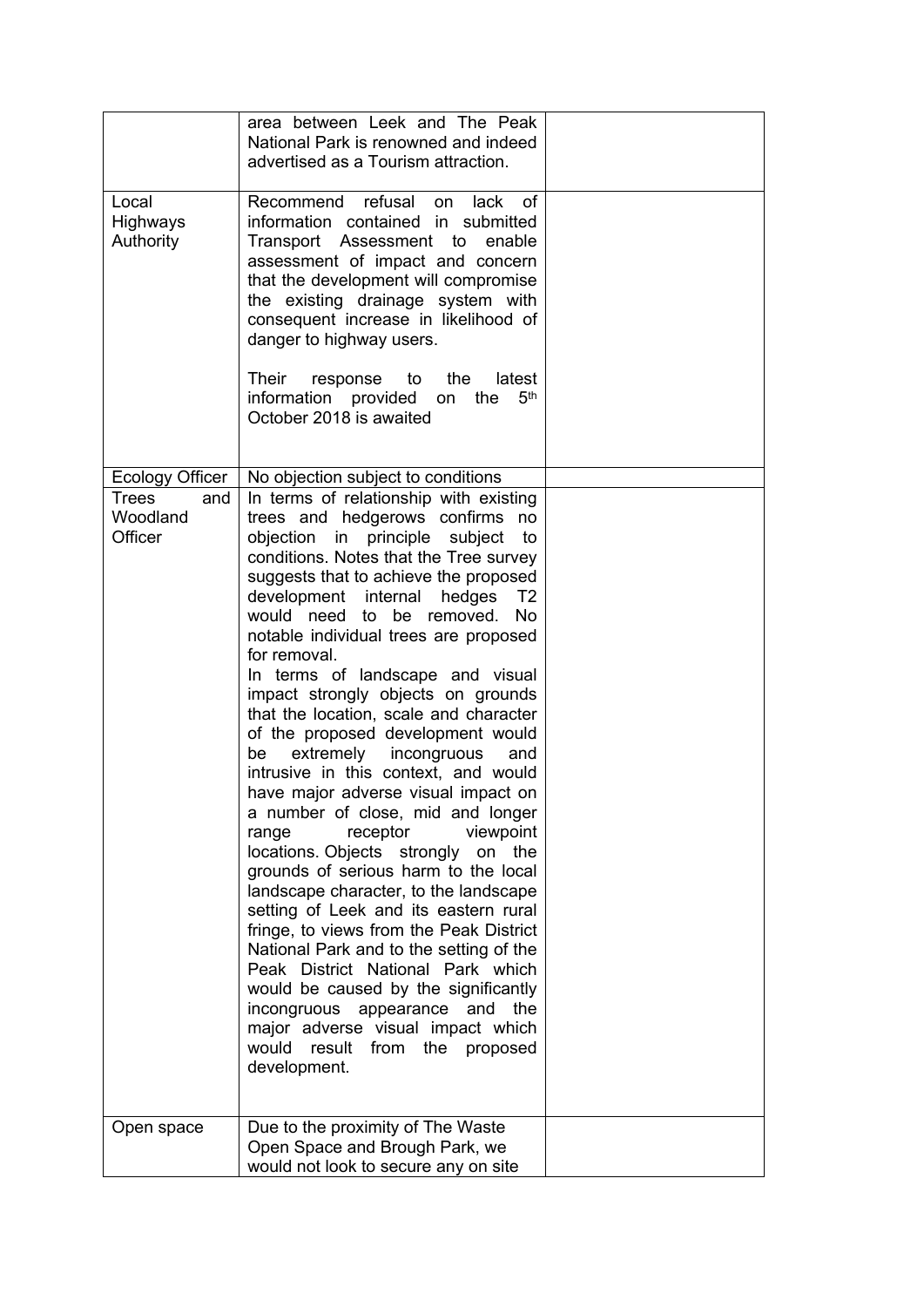| | | |
|---|---|---|
| | area between Leek and The Peak National Park is renowned and indeed advertised as a Tourism attraction. | |
| Local Highways Authority | Recommend refusal on lack of information contained in submitted Transport Assessment to enable assessment of impact and concern that the development will compromise the existing drainage system with consequent increase in likelihood of danger to highway users.<br><br>Their response to the latest information provided on the 5th October 2018 is awaited | |
| Ecology Officer | No objection subject to conditions | |
| Trees and Woodland Officer | In terms of relationship with existing trees and hedgerows confirms no objection in principle subject to conditions. Notes that the Tree survey suggests that to achieve the proposed development internal hedges T2 would need to be removed. No notable individual trees are proposed for removal.<br>In terms of landscape and visual impact strongly objects on grounds that the location, scale and character of the proposed development would be extremely incongruous and intrusive in this context, and would have major adverse visual impact on a number of close, mid and longer range receptor viewpoint locations. Objects strongly on the grounds of serious harm to the local landscape character, to the landscape setting of Leek and its eastern rural fringe, to views from the Peak District National Park and to the setting of the Peak District National Park which would be caused by the significantly incongruous appearance and the major adverse visual impact which would result from the proposed development. | |
| Open space | Due to the proximity of The Waste Open Space and Brough Park, we would not look to secure any on site | |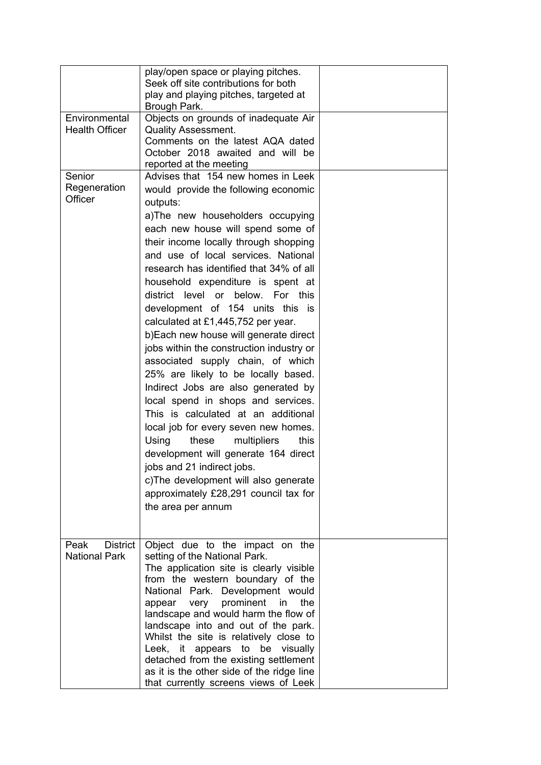| | | |
|---|---|---|
| | play/open space or playing pitches. Seek off site contributions for both play and playing pitches, targeted at Brough Park. | |
| Environmental Health Officer | Objects on grounds of inadequate Air Quality Assessment. Comments on the latest AQA dated October 2018 awaited and will be reported at the meeting | |
| Senior Regeneration Officer | Advises that 154 new homes in Leek would provide the following economic outputs:<br>a)The new householders occupying each new house will spend some of their income locally through shopping and use of local services. National research has identified that 34% of all household expenditure is spent at district level or below. For this development of 154 units this is calculated at £1,445,752 per year.<br>b)Each new house will generate direct jobs within the construction industry or associated supply chain, of which 25% are likely to be locally based. Indirect Jobs are also generated by local spend in shops and services. This is calculated at an additional local job for every seven new homes. Using these multipliers this development will generate 164 direct jobs and 21 indirect jobs.<br>c)The development will also generate approximately £28,291 council tax for the area per annum | |
| Peak District National Park | Object due to the impact on the setting of the National Park. The application site is clearly visible from the western boundary of the National Park. Development would appear very prominent in the landscape and would harm the flow of landscape into and out of the park. Whilst the site is relatively close to Leek, it appears to be visually detached from the existing settlement as it is the other side of the ridge line that currently screens views of Leek | |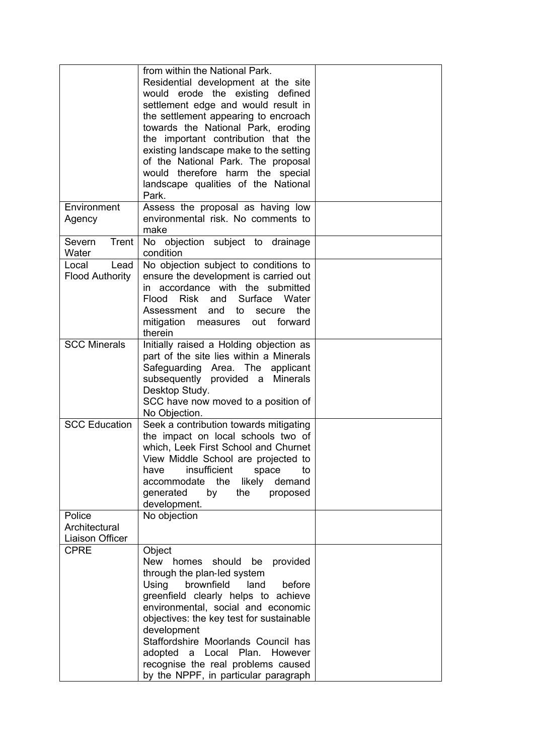| | | |
|---|---|---|
| | from within the National Park.<br>Residential development at the site would erode the existing defined settlement edge and would result in the settlement appearing to encroach towards the National Park, eroding the important contribution that the existing landscape make to the setting of the National Park. The proposal would therefore harm the special landscape qualities of the National Park. | |
| Environment Agency | Assess the proposal as having low environmental risk. No comments to make | |
| Severn Trent Water | No objection subject to drainage condition | |
| Local Lead Flood Authority | No objection subject to conditions to ensure the development is carried out in accordance with the submitted Flood Risk and Surface Water Assessment and to secure the mitigation measures out forward therein | |
| SCC Minerals | Initially raised a Holding objection as part of the site lies within a Minerals Safeguarding Area. The applicant subsequently provided a Minerals Desktop Study.<br>SCC have now moved to a position of No Objection. | |
| SCC Education | Seek a contribution towards mitigating the impact on local schools two of which, Leek First School and Churnet View Middle School are projected to have insufficient space to accommodate the likely demand generated by the proposed development. | |
| Police Architectural Liaison Officer | No objection | |
| CPRE | Object<br>New homes should be provided through the plan-led system<br>Using brownfield land before greenfield clearly helps to achieve environmental, social and economic objectives: the key test for sustainable development<br>Staffordshire Moorlands Council has adopted a Local Plan. However recognise the real problems caused by the NPPF, in particular paragraph | |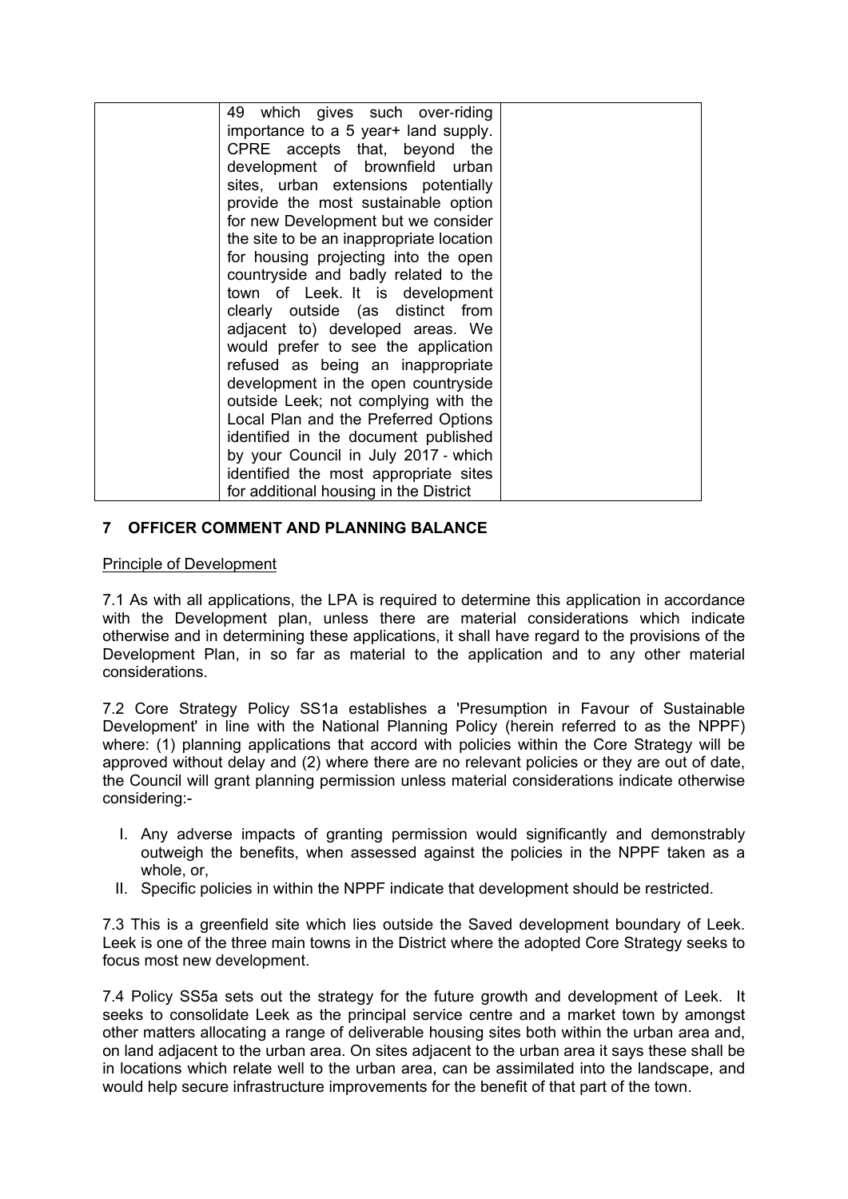|  | 49 which gives such over-riding importance to a 5 year+ land supply. CPRE accepts that, beyond the development of brownfield urban sites, urban extensions potentially provide the most sustainable option for new Development but we consider the site to be an inappropriate location for housing projecting into the open countryside and badly related to the town of Leek. It is development clearly outside (as distinct from adjacent to) developed areas. We would prefer to see the application refused as being an inappropriate development in the open countryside outside Leek; not complying with the Local Plan and the Preferred Options identified in the document published by your Council in July 2017 - which identified the most appropriate sites for additional housing in the District |  |
|---|---|---|

## 7 OFFICER COMMENT AND PLANNING BALANCE

Principle of Development

7.1 As with all applications, the LPA is required to determine this application in accordance with the Development plan, unless there are material considerations which indicate otherwise and in determining these applications, it shall have regard to the provisions of the Development Plan, in so far as material to the application and to any other material considerations.

7.2 Core Strategy Policy SS1a establishes a 'Presumption in Favour of Sustainable Development' in line with the National Planning Policy (herein referred to as the NPPF) where: (1) planning applications that accord with policies within the Core Strategy will be approved without delay and (2) where there are no relevant policies or they are out of date, the Council will grant planning permission unless material considerations indicate otherwise considering:-

I. Any adverse impacts of granting permission would significantly and demonstrably outweigh the benefits, when assessed against the policies in the NPPF taken as a whole, or,
II. Specific policies in within the NPPF indicate that development should be restricted.

7.3 This is a greenfield site which lies outside the Saved development boundary of Leek. Leek is one of the three main towns in the District where the adopted Core Strategy seeks to focus most new development.

7.4 Policy SS5a sets out the strategy for the future growth and development of Leek. It seeks to consolidate Leek as the principal service centre and a market town by amongst other matters allocating a range of deliverable housing sites both within the urban area and, on land adjacent to the urban area. On sites adjacent to the urban area it says these shall be in locations which relate well to the urban area, can be assimilated into the landscape, and would help secure infrastructure improvements for the benefit of that part of the town.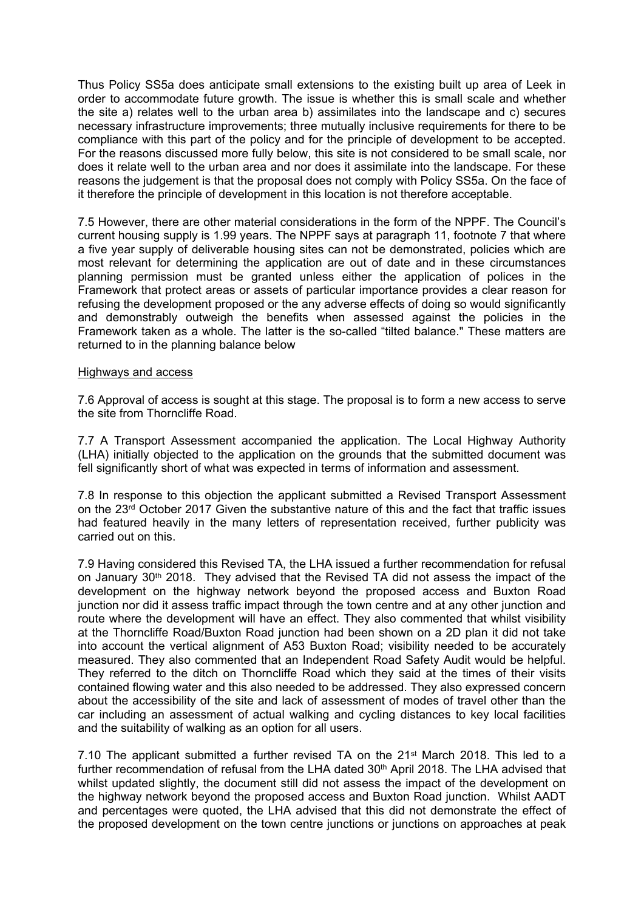Thus Policy SS5a does anticipate small extensions to the existing built up area of Leek in order to accommodate future growth. The issue is whether this is small scale and whether the site a) relates well to the urban area b) assimilates into the landscape and c) secures necessary infrastructure improvements; three mutually inclusive requirements for there to be compliance with this part of the policy and for the principle of development to be accepted. For the reasons discussed more fully below, this site is not considered to be small scale, nor does it relate well to the urban area and nor does it assimilate into the landscape. For these reasons the judgement is that the proposal does not comply with Policy SS5a. On the face of it therefore the principle of development in this location is not therefore acceptable.

7.5 However, there are other material considerations in the form of the NPPF. The Council's current housing supply is 1.99 years. The NPPF says at paragraph 11, footnote 7 that where a five year supply of deliverable housing sites can not be demonstrated, policies which are most relevant for determining the application are out of date and in these circumstances planning permission must be granted unless either the application of polices in the Framework that protect areas or assets of particular importance provides a clear reason for refusing the development proposed or the any adverse effects of doing so would significantly and demonstrably outweigh the benefits when assessed against the policies in the Framework taken as a whole. The latter is the so-called "tilted balance." These matters are returned to in the planning balance below

Highways and access

7.6 Approval of access is sought at this stage. The proposal is to form a new access to serve the site from Thorncliffe Road.

7.7 A Transport Assessment accompanied the application. The Local Highway Authority (LHA) initially objected to the application on the grounds that the submitted document was fell significantly short of what was expected in terms of information and assessment.

7.8 In response to this objection the applicant submitted a Revised Transport Assessment on the 23rd October 2017 Given the substantive nature of this and the fact that traffic issues had featured heavily in the many letters of representation received, further publicity was carried out on this.

7.9 Having considered this Revised TA, the LHA issued a further recommendation for refusal on January 30th 2018. They advised that the Revised TA did not assess the impact of the development on the highway network beyond the proposed access and Buxton Road junction nor did it assess traffic impact through the town centre and at any other junction and route where the development will have an effect. They also commented that whilst visibility at the Thorncliffe Road/Buxton Road junction had been shown on a 2D plan it did not take into account the vertical alignment of A53 Buxton Road; visibility needed to be accurately measured. They also commented that an Independent Road Safety Audit would be helpful. They referred to the ditch on Thorncliffe Road which they said at the times of their visits contained flowing water and this also needed to be addressed. They also expressed concern about the accessibility of the site and lack of assessment of modes of travel other than the car including an assessment of actual walking and cycling distances to key local facilities and the suitability of walking as an option for all users.

7.10 The applicant submitted a further revised TA on the 21st March 2018. This led to a further recommendation of refusal from the LHA dated 30th April 2018. The LHA advised that whilst updated slightly, the document still did not assess the impact of the development on the highway network beyond the proposed access and Buxton Road junction. Whilst AADT and percentages were quoted, the LHA advised that this did not demonstrate the effect of the proposed development on the town centre junctions or junctions on approaches at peak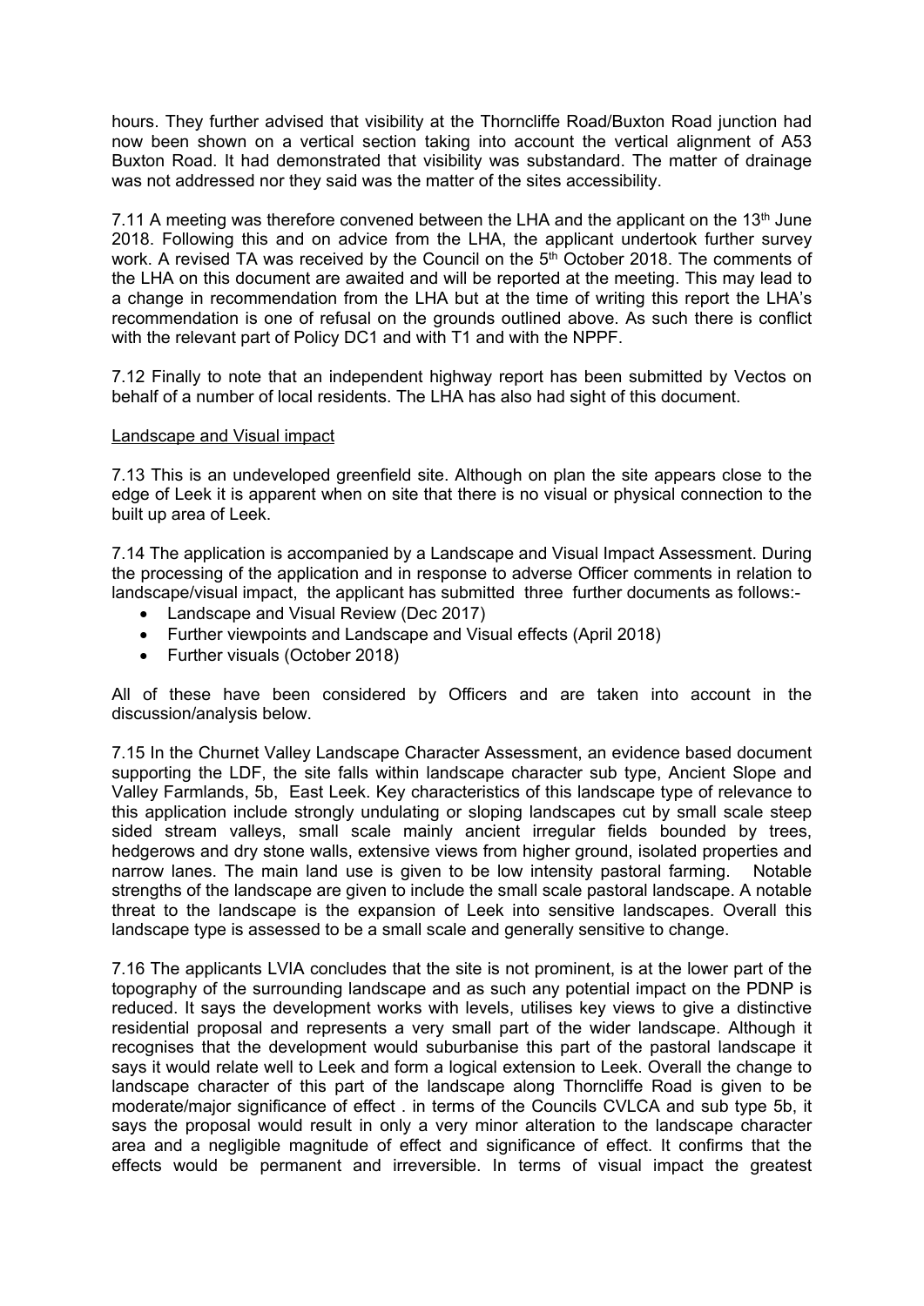hours. They further advised that visibility at the Thorncliffe Road/Buxton Road junction had now been shown on a vertical section taking into account the vertical alignment of A53 Buxton Road. It had demonstrated that visibility was substandard. The matter of drainage was not addressed nor they said was the matter of the sites accessibility.

7.11 A meeting was therefore convened between the LHA and the applicant on the 13th June 2018. Following this and on advice from the LHA, the applicant undertook further survey work. A revised TA was received by the Council on the 5th October 2018. The comments of the LHA on this document are awaited and will be reported at the meeting. This may lead to a change in recommendation from the LHA but at the time of writing this report the LHA's recommendation is one of refusal on the grounds outlined above. As such there is conflict with the relevant part of Policy DC1 and with T1 and with the NPPF.

7.12 Finally to note that an independent highway report has been submitted by Vectos on behalf of a number of local residents. The LHA has also had sight of this document.

Landscape and Visual impact

7.13 This is an undeveloped greenfield site. Although on plan the site appears close to the edge of Leek it is apparent when on site that there is no visual or physical connection to the built up area of Leek.

7.14 The application is accompanied by a Landscape and Visual Impact Assessment. During the processing of the application and in response to adverse Officer comments in relation to landscape/visual impact, the applicant has submitted three further documents as follows:-

- Landscape and Visual Review (Dec 2017)
- Further viewpoints and Landscape and Visual effects (April 2018)
- Further visuals (October 2018)

All of these have been considered by Officers and are taken into account in the discussion/analysis below.

7.15 In the Churnet Valley Landscape Character Assessment, an evidence based document supporting the LDF, the site falls within landscape character sub type, Ancient Slope and Valley Farmlands, 5b, East Leek. Key characteristics of this landscape type of relevance to this application include strongly undulating or sloping landscapes cut by small scale steep sided stream valleys, small scale mainly ancient irregular fields bounded by trees, hedgerows and dry stone walls, extensive views from higher ground, isolated properties and narrow lanes. The main land use is given to be low intensity pastoral farming. Notable strengths of the landscape are given to include the small scale pastoral landscape. A notable threat to the landscape is the expansion of Leek into sensitive landscapes. Overall this landscape type is assessed to be a small scale and generally sensitive to change.

7.16 The applicants LVIA concludes that the site is not prominent, is at the lower part of the topography of the surrounding landscape and as such any potential impact on the PDNP is reduced. It says the development works with levels, utilises key views to give a distinctive residential proposal and represents a very small part of the wider landscape. Although it recognises that the development would suburbanise this part of the pastoral landscape it says it would relate well to Leek and form a logical extension to Leek. Overall the change to landscape character of this part of the landscape along Thorncliffe Road is given to be moderate/major significance of effect . in terms of the Councils CVLCA and sub type 5b, it says the proposal would result in only a very minor alteration to the landscape character area and a negligible magnitude of effect and significance of effect. It confirms that the effects would be permanent and irreversible. In terms of visual impact the greatest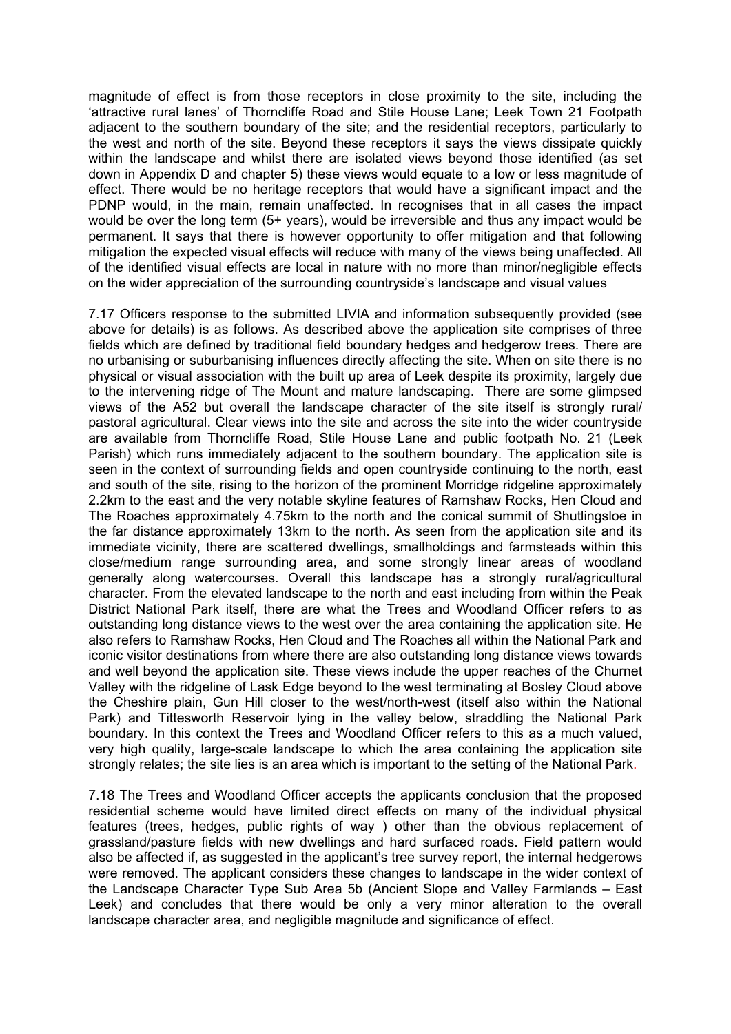magnitude of effect is from those receptors in close proximity to the site, including the 'attractive rural lanes' of Thorncliffe Road and Stile House Lane; Leek Town 21 Footpath adjacent to the southern boundary of the site; and the residential receptors, particularly to the west and north of the site. Beyond these receptors it says the views dissipate quickly within the landscape and whilst there are isolated views beyond those identified (as set down in Appendix D and chapter 5) these views would equate to a low or less magnitude of effect. There would be no heritage receptors that would have a significant impact and the PDNP would, in the main, remain unaffected. In recognises that in all cases the impact would be over the long term (5+ years), would be irreversible and thus any impact would be permanent. It says that there is however opportunity to offer mitigation and that following mitigation the expected visual effects will reduce with many of the views being unaffected. All of the identified visual effects are local in nature with no more than minor/negligible effects on the wider appreciation of the surrounding countryside's landscape and visual values

7.17 Officers response to the submitted LIVIA and information subsequently provided (see above for details) is as follows. As described above the application site comprises of three fields which are defined by traditional field boundary hedges and hedgerow trees. There are no urbanising or suburbanising influences directly affecting the site. When on site there is no physical or visual association with the built up area of Leek despite its proximity, largely due to the intervening ridge of The Mount and mature landscaping. There are some glimpsed views of the A52 but overall the landscape character of the site itself is strongly rural/ pastoral agricultural. Clear views into the site and across the site into the wider countryside are available from Thorncliffe Road, Stile House Lane and public footpath No. 21 (Leek Parish) which runs immediately adjacent to the southern boundary. The application site is seen in the context of surrounding fields and open countryside continuing to the north, east and south of the site, rising to the horizon of the prominent Morridge ridgeline approximately 2.2km to the east and the very notable skyline features of Ramshaw Rocks, Hen Cloud and The Roaches approximately 4.75km to the north and the conical summit of Shutlingsloe in the far distance approximately 13km to the north. As seen from the application site and its immediate vicinity, there are scattered dwellings, smallholdings and farmsteads within this close/medium range surrounding area, and some strongly linear areas of woodland generally along watercourses. Overall this landscape has a strongly rural/agricultural character. From the elevated landscape to the north and east including from within the Peak District National Park itself, there are what the Trees and Woodland Officer refers to as outstanding long distance views to the west over the area containing the application site. He also refers to Ramshaw Rocks, Hen Cloud and The Roaches all within the National Park and iconic visitor destinations from where there are also outstanding long distance views towards and well beyond the application site. These views include the upper reaches of the Churnet Valley with the ridgeline of Lask Edge beyond to the west terminating at Bosley Cloud above the Cheshire plain, Gun Hill closer to the west/north-west (itself also within the National Park) and Tittesworth Reservoir lying in the valley below, straddling the National Park boundary. In this context the Trees and Woodland Officer refers to this as a much valued, very high quality, large-scale landscape to which the area containing the application site strongly relates; the site lies is an area which is important to the setting of the National Park.

7.18 The Trees and Woodland Officer accepts the applicants conclusion that the proposed residential scheme would have limited direct effects on many of the individual physical features (trees, hedges, public rights of way ) other than the obvious replacement of grassland/pasture fields with new dwellings and hard surfaced roads. Field pattern would also be affected if, as suggested in the applicant's tree survey report, the internal hedgerows were removed. The applicant considers these changes to landscape in the wider context of the Landscape Character Type Sub Area 5b (Ancient Slope and Valley Farmlands – East Leek) and concludes that there would be only a very minor alteration to the overall landscape character area, and negligible magnitude and significance of effect.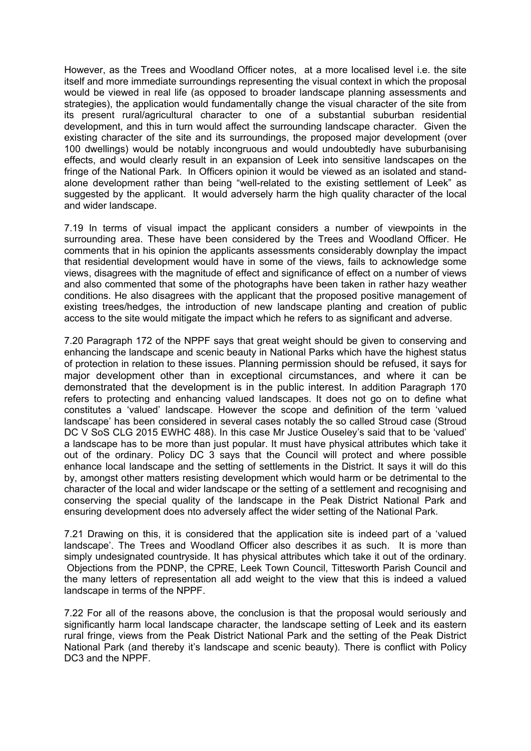However, as the Trees and Woodland Officer notes, at a more localised level i.e. the site itself and more immediate surroundings representing the visual context in which the proposal would be viewed in real life (as opposed to broader landscape planning assessments and strategies), the application would fundamentally change the visual character of the site from its present rural/agricultural character to one of a substantial suburban residential development, and this in turn would affect the surrounding landscape character. Given the existing character of the site and its surroundings, the proposed major development (over 100 dwellings) would be notably incongruous and would undoubtedly have suburbanising effects, and would clearly result in an expansion of Leek into sensitive landscapes on the fringe of the National Park. In Officers opinion it would be viewed as an isolated and stand-alone development rather than being "well-related to the existing settlement of Leek" as suggested by the applicant. It would adversely harm the high quality character of the local and wider landscape.

7.19 In terms of visual impact the applicant considers a number of viewpoints in the surrounding area. These have been considered by the Trees and Woodland Officer. He comments that in his opinion the applicants assessments considerably downplay the impact that residential development would have in some of the views, fails to acknowledge some views, disagrees with the magnitude of effect and significance of effect on a number of views and also commented that some of the photographs have been taken in rather hazy weather conditions. He also disagrees with the applicant that the proposed positive management of existing trees/hedges, the introduction of new landscape planting and creation of public access to the site would mitigate the impact which he refers to as significant and adverse.

7.20 Paragraph 172 of the NPPF says that great weight should be given to conserving and enhancing the landscape and scenic beauty in National Parks which have the highest status of protection in relation to these issues. Planning permission should be refused, it says for major development other than in exceptional circumstances, and where it can be demonstrated that the development is in the public interest. In addition Paragraph 170 refers to protecting and enhancing valued landscapes. It does not go on to define what constitutes a 'valued' landscape. However the scope and definition of the term 'valued landscape' has been considered in several cases notably the so called Stroud case (Stroud DC V SoS CLG 2015 EWHC 488). In this case Mr Justice Ouseley's said that to be 'valued' a landscape has to be more than just popular. It must have physical attributes which take it out of the ordinary. Policy DC 3 says that the Council will protect and where possible enhance local landscape and the setting of settlements in the District. It says it will do this by, amongst other matters resisting development which would harm or be detrimental to the character of the local and wider landscape or the setting of a settlement and recognising and conserving the special quality of the landscape in the Peak District National Park and ensuring development does nto adversely affect the wider setting of the National Park.

7.21 Drawing on this, it is considered that the application site is indeed part of a 'valued landscape'. The Trees and Woodland Officer also describes it as such. It is more than simply undesignated countryside. It has physical attributes which take it out of the ordinary. Objections from the PDNP, the CPRE, Leek Town Council, Tittesworth Parish Council and the many letters of representation all add weight to the view that this is indeed a valued landscape in terms of the NPPF.

7.22 For all of the reasons above, the conclusion is that the proposal would seriously and significantly harm local landscape character, the landscape setting of Leek and its eastern rural fringe, views from the Peak District National Park and the setting of the Peak District National Park (and thereby it's landscape and scenic beauty). There is conflict with Policy DC3 and the NPPF.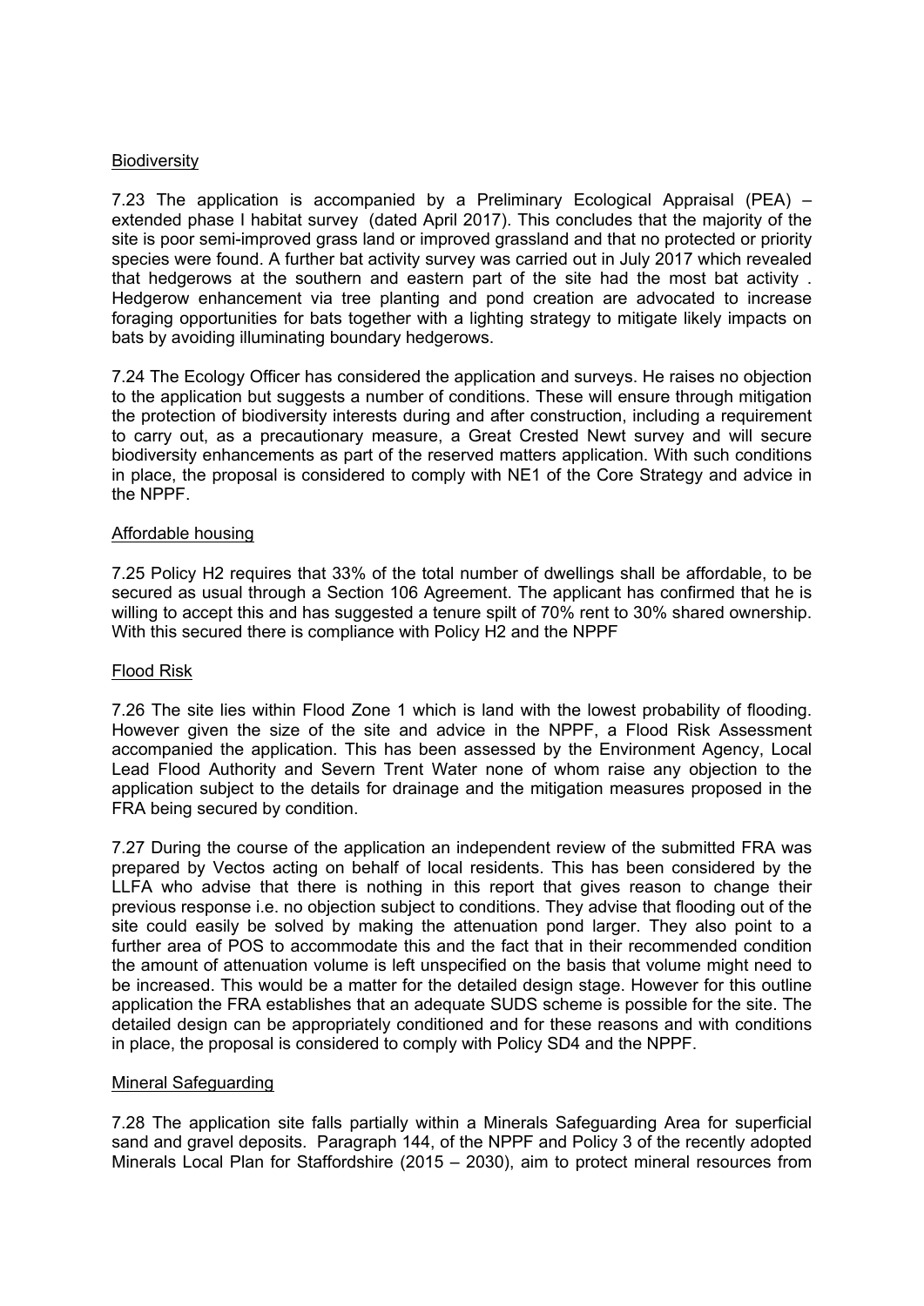Biodiversity

7.23 The application is accompanied by a Preliminary Ecological Appraisal (PEA) – extended phase I habitat survey (dated April 2017). This concludes that the majority of the site is poor semi-improved grass land or improved grassland and that no protected or priority species were found. A further bat activity survey was carried out in July 2017 which revealed that hedgerows at the southern and eastern part of the site had the most bat activity . Hedgerow enhancement via tree planting and pond creation are advocated to increase foraging opportunities for bats together with a lighting strategy to mitigate likely impacts on bats by avoiding illuminating boundary hedgerows.

7.24 The Ecology Officer has considered the application and surveys. He raises no objection to the application but suggests a number of conditions. These will ensure through mitigation the protection of biodiversity interests during and after construction, including a requirement to carry out, as a precautionary measure, a Great Crested Newt survey and will secure biodiversity enhancements as part of the reserved matters application. With such conditions in place, the proposal is considered to comply with NE1 of the Core Strategy and advice in the NPPF.

Affordable housing

7.25 Policy H2 requires that 33% of the total number of dwellings shall be affordable, to be secured as usual through a Section 106 Agreement. The applicant has confirmed that he is willing to accept this and has suggested a tenure spilt of 70% rent to 30% shared ownership. With this secured there is compliance with Policy H2 and the NPPF

Flood Risk

7.26 The site lies within Flood Zone 1 which is land with the lowest probability of flooding. However given the size of the site and advice in the NPPF, a Flood Risk Assessment accompanied the application. This has been assessed by the Environment Agency, Local Lead Flood Authority and Severn Trent Water none of whom raise any objection to the application subject to the details for drainage and the mitigation measures proposed in the FRA being secured by condition.

7.27 During the course of the application an independent review of the submitted FRA was prepared by Vectos acting on behalf of local residents. This has been considered by the LLFA who advise that there is nothing in this report that gives reason to change their previous response i.e. no objection subject to conditions. They advise that flooding out of the site could easily be solved by making the attenuation pond larger. They also point to a further area of POS to accommodate this and the fact that in their recommended condition the amount of attenuation volume is left unspecified on the basis that volume might need to be increased. This would be a matter for the detailed design stage. However for this outline application the FRA establishes that an adequate SUDS scheme is possible for the site. The detailed design can be appropriately conditioned and for these reasons and with conditions in place, the proposal is considered to comply with Policy SD4 and the NPPF.

Mineral Safeguarding

7.28 The application site falls partially within a Minerals Safeguarding Area for superficial sand and gravel deposits. Paragraph 144, of the NPPF and Policy 3 of the recently adopted Minerals Local Plan for Staffordshire (2015 – 2030), aim to protect mineral resources from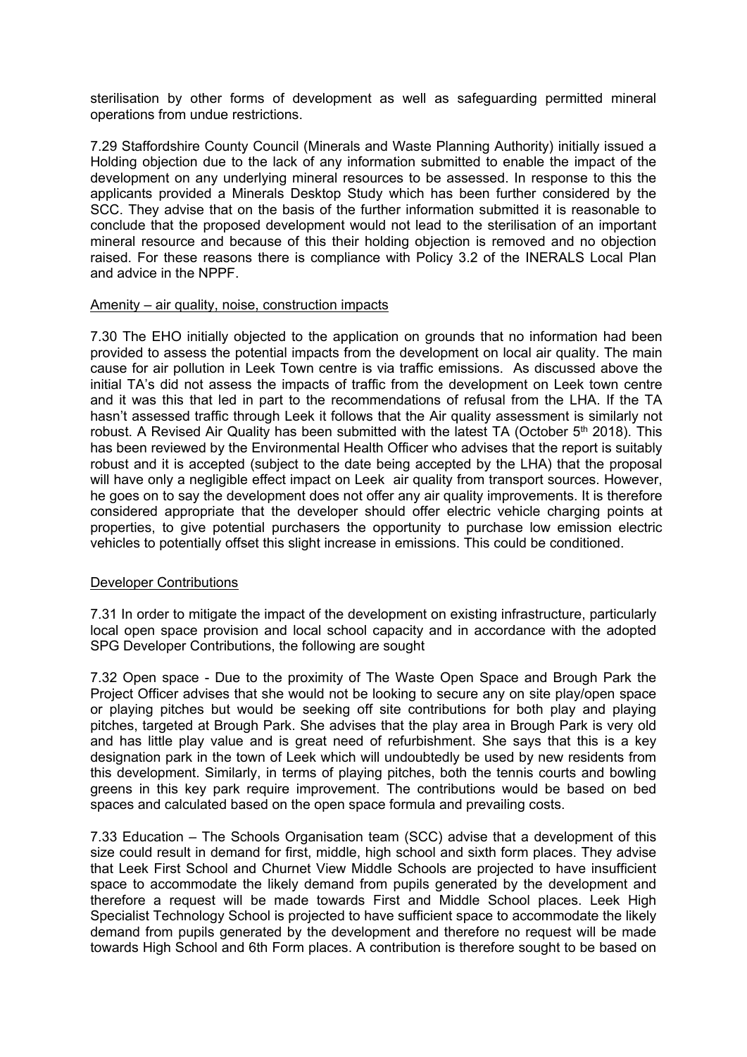sterilisation by other forms of development as well as safeguarding permitted mineral operations from undue restrictions.

7.29 Staffordshire County Council (Minerals and Waste Planning Authority) initially issued a Holding objection due to the lack of any information submitted to enable the impact of the development on any underlying mineral resources to be assessed. In response to this the applicants provided a Minerals Desktop Study which has been further considered by the SCC. They advise that on the basis of the further information submitted it is reasonable to conclude that the proposed development would not lead to the sterilisation of an important mineral resource and because of this their holding objection is removed and no objection raised. For these reasons there is compliance with Policy 3.2 of the INERALS Local Plan and advice in the NPPF.

Amenity – air quality, noise, construction impacts

7.30 The EHO initially objected to the application on grounds that no information had been provided to assess the potential impacts from the development on local air quality. The main cause for air pollution in Leek Town centre is via traffic emissions. As discussed above the initial TA's did not assess the impacts of traffic from the development on Leek town centre and it was this that led in part to the recommendations of refusal from the LHA. If the TA hasn't assessed traffic through Leek it follows that the Air quality assessment is similarly not robust. A Revised Air Quality has been submitted with the latest TA (October 5th 2018). This has been reviewed by the Environmental Health Officer who advises that the report is suitably robust and it is accepted (subject to the date being accepted by the LHA) that the proposal will have only a negligible effect impact on Leek air quality from transport sources. However, he goes on to say the development does not offer any air quality improvements. It is therefore considered appropriate that the developer should offer electric vehicle charging points at properties, to give potential purchasers the opportunity to purchase low emission electric vehicles to potentially offset this slight increase in emissions. This could be conditioned.

Developer Contributions

7.31 In order to mitigate the impact of the development on existing infrastructure, particularly local open space provision and local school capacity and in accordance with the adopted SPG Developer Contributions, the following are sought

7.32 Open space - Due to the proximity of The Waste Open Space and Brough Park the Project Officer advises that she would not be looking to secure any on site play/open space or playing pitches but would be seeking off site contributions for both play and playing pitches, targeted at Brough Park. She advises that the play area in Brough Park is very old and has little play value and is great need of refurbishment. She says that this is a key designation park in the town of Leek which will undoubtedly be used by new residents from this development. Similarly, in terms of playing pitches, both the tennis courts and bowling greens in this key park require improvement. The contributions would be based on bed spaces and calculated based on the open space formula and prevailing costs.

7.33 Education – The Schools Organisation team (SCC) advise that a development of this size could result in demand for first, middle, high school and sixth form places. They advise that Leek First School and Churnet View Middle Schools are projected to have insufficient space to accommodate the likely demand from pupils generated by the development and therefore a request will be made towards First and Middle School places. Leek High Specialist Technology School is projected to have sufficient space to accommodate the likely demand from pupils generated by the development and therefore no request will be made towards High School and 6th Form places. A contribution is therefore sought to be based on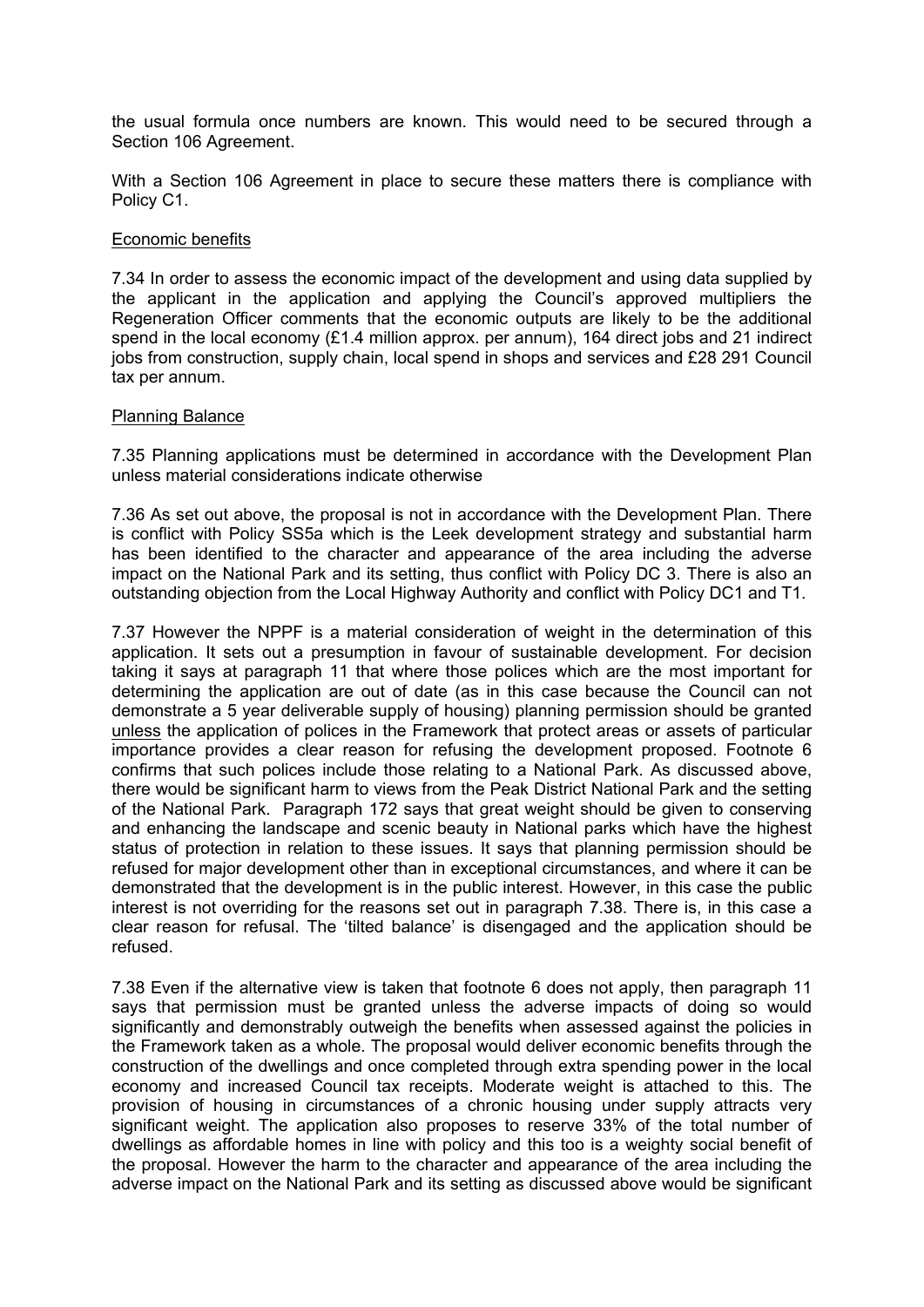the usual formula once numbers are known. This would need to be secured through a Section 106 Agreement.

With a Section 106 Agreement in place to secure these matters there is compliance with Policy C1.

<u>Economic benefits</u>

7.34 In order to assess the economic impact of the development and using data supplied by the applicant in the application and applying the Council's approved multipliers the Regeneration Officer comments that the economic outputs are likely to be the additional spend in the local economy (£1.4 million approx. per annum), 164 direct jobs and 21 indirect jobs from construction, supply chain, local spend in shops and services and £28 291 Council tax per annum.

<u>Planning Balance</u>

7.35 Planning applications must be determined in accordance with the Development Plan unless material considerations indicate otherwise

7.36 As set out above, the proposal is not in accordance with the Development Plan. There is conflict with Policy SS5a which is the Leek development strategy and substantial harm has been identified to the character and appearance of the area including the adverse impact on the National Park and its setting, thus conflict with Policy DC 3. There is also an outstanding objection from the Local Highway Authority and conflict with Policy DC1 and T1.

7.37 However the NPPF is a material consideration of weight in the determination of this application. It sets out a presumption in favour of sustainable development. For decision taking it says at paragraph 11 that where those polices which are the most important for determining the application are out of date (as in this case because the Council can not demonstrate a 5 year deliverable supply of housing) planning permission should be granted <u>unless</u> the application of polices in the Framework that protect areas or assets of particular importance provides a clear reason for refusing the development proposed. Footnote 6 confirms that such polices include those relating to a National Park. As discussed above, there would be significant harm to views from the Peak District National Park and the setting of the National Park. Paragraph 172 says that great weight should be given to conserving and enhancing the landscape and scenic beauty in National parks which have the highest status of protection in relation to these issues. It says that planning permission should be refused for major development other than in exceptional circumstances, and where it can be demonstrated that the development is in the public interest. However, in this case the public interest is not overriding for the reasons set out in paragraph 7.38. There is, in this case a clear reason for refusal. The 'tilted balance' is disengaged and the application should be refused.

7.38 Even if the alternative view is taken that footnote 6 does not apply, then paragraph 11 says that permission must be granted unless the adverse impacts of doing so would significantly and demonstrably outweigh the benefits when assessed against the policies in the Framework taken as a whole. The proposal would deliver economic benefits through the construction of the dwellings and once completed through extra spending power in the local economy and increased Council tax receipts. Moderate weight is attached to this. The provision of housing in circumstances of a chronic housing under supply attracts very significant weight. The application also proposes to reserve 33% of the total number of dwellings as affordable homes in line with policy and this too is a weighty social benefit of the proposal. However the harm to the character and appearance of the area including the adverse impact on the National Park and its setting as discussed above would be significant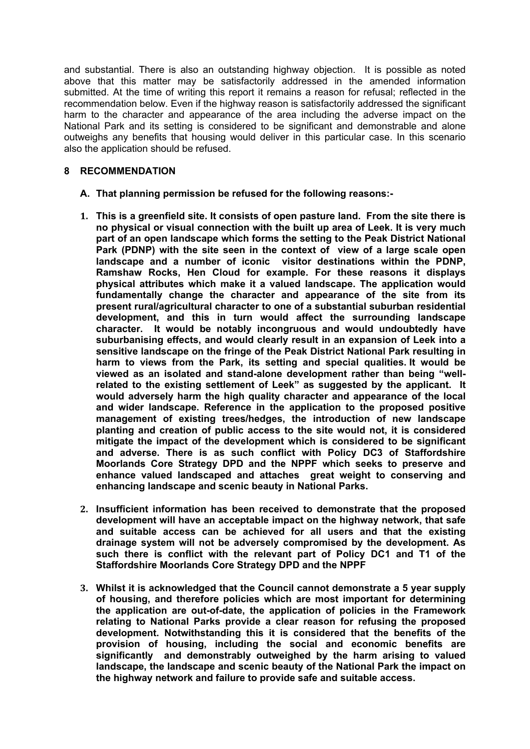and substantial. There is also an outstanding highway objection. It is possible as noted above that this matter may be satisfactorily addressed in the amended information submitted. At the time of writing this report it remains a reason for refusal; reflected in the recommendation below. Even if the highway reason is satisfactorily addressed the significant harm to the character and appearance of the area including the adverse impact on the National Park and its setting is considered to be significant and demonstrable and alone outweighs any benefits that housing would deliver in this particular case. In this scenario also the application should be refused.

## 8 RECOMMENDATION

**A. That planning permission be refused for the following reasons:-**

1. **This is a greenfield site. It consists of open pasture land. From the site there is no physical or visual connection with the built up area of Leek. It is very much part of an open landscape which forms the setting to the Peak District National Park (PDNP) with the site seen in the context of view of a large scale open landscape and a number of iconic visitor destinations within the PDNP, Ramshaw Rocks, Hen Cloud for example. For these reasons it displays physical attributes which make it a valued landscape. The application would fundamentally change the character and appearance of the site from its present rural/agricultural character to one of a substantial suburban residential development, and this in turn would affect the surrounding landscape character. It would be notably incongruous and would undoubtedly have suburbanising effects, and would clearly result in an expansion of Leek into a sensitive landscape on the fringe of the Peak District National Park resulting in harm to views from the Park, its setting and special qualities. It would be viewed as an isolated and stand-alone development rather than being "well-related to the existing settlement of Leek" as suggested by the applicant. It would adversely harm the high quality character and appearance of the local and wider landscape. Reference in the application to the proposed positive management of existing trees/hedges, the introduction of new landscape planting and creation of public access to the site would not, it is considered mitigate the impact of the development which is considered to be significant and adverse. There is as such conflict with Policy DC3 of Staffordshire Moorlands Core Strategy DPD and the NPPF which seeks to preserve and enhance valued landscaped and attaches great weight to conserving and enhancing landscape and scenic beauty in National Parks.**

2. **Insufficient information has been received to demonstrate that the proposed development will have an acceptable impact on the highway network, that safe and suitable access can be achieved for all users and that the existing drainage system will not be adversely compromised by the development. As such there is conflict with the relevant part of Policy DC1 and T1 of the Staffordshire Moorlands Core Strategy DPD and the NPPF**

3. **Whilst it is acknowledged that the Council cannot demonstrate a 5 year supply of housing, and therefore policies which are most important for determining the application are out-of-date, the application of policies in the Framework relating to National Parks provide a clear reason for refusing the proposed development. Notwithstanding this it is considered that the benefits of the provision of housing, including the social and economic benefits are significantly and demonstrably outweighed by the harm arising to valued landscape, the landscape and scenic beauty of the National Park the impact on the highway network and failure to provide safe and suitable access.**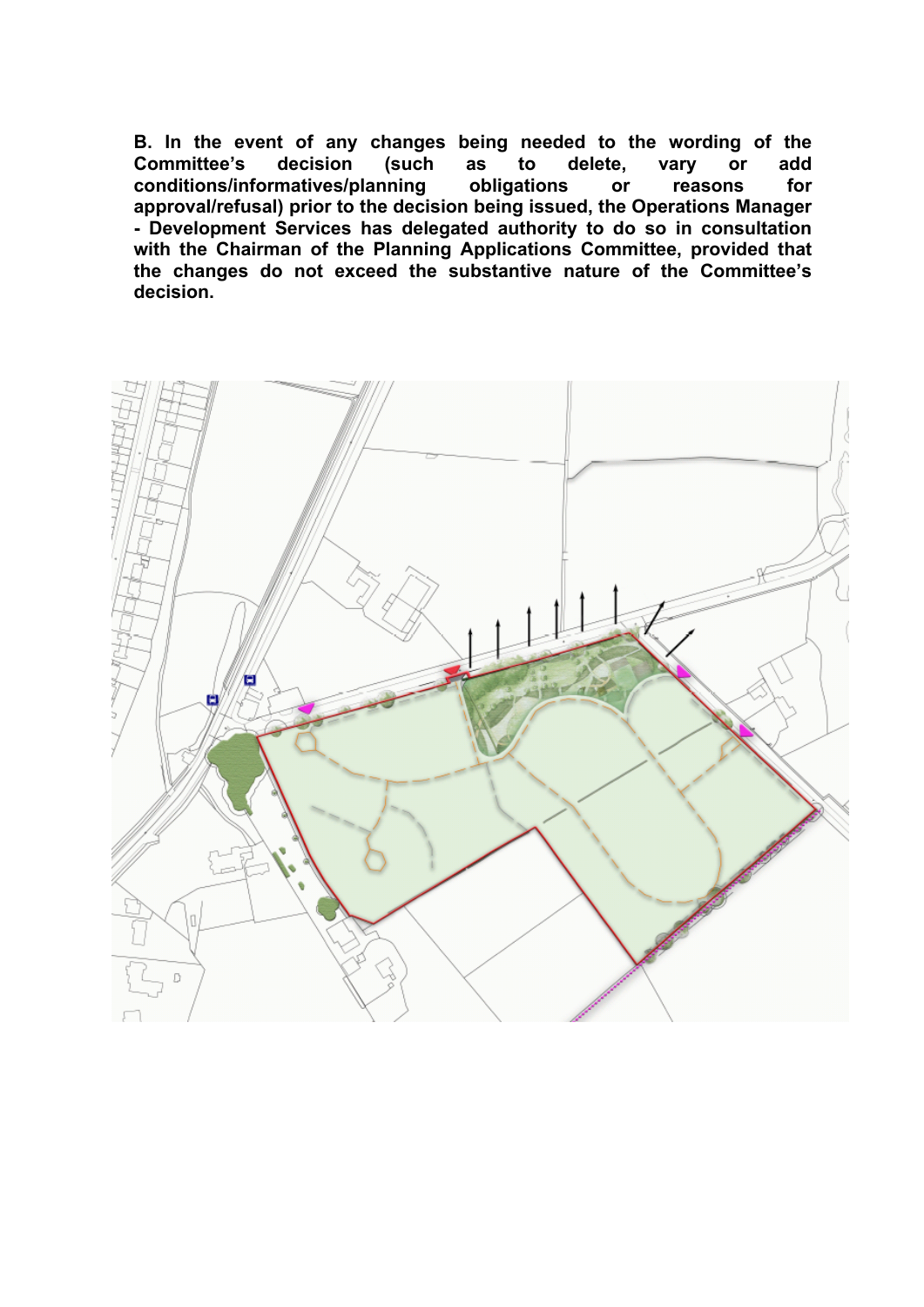**B. In the event of any changes being needed to the wording of the Committee's decision (such as to delete, vary or add conditions/informatives/planning obligations or reasons for approval/refusal) prior to the decision being issued, the Operations Manager - Development Services has delegated authority to do so in consultation with the Chairman of the Planning Applications Committee, provided that the changes do not exceed the substantive nature of the Committee's decision.**